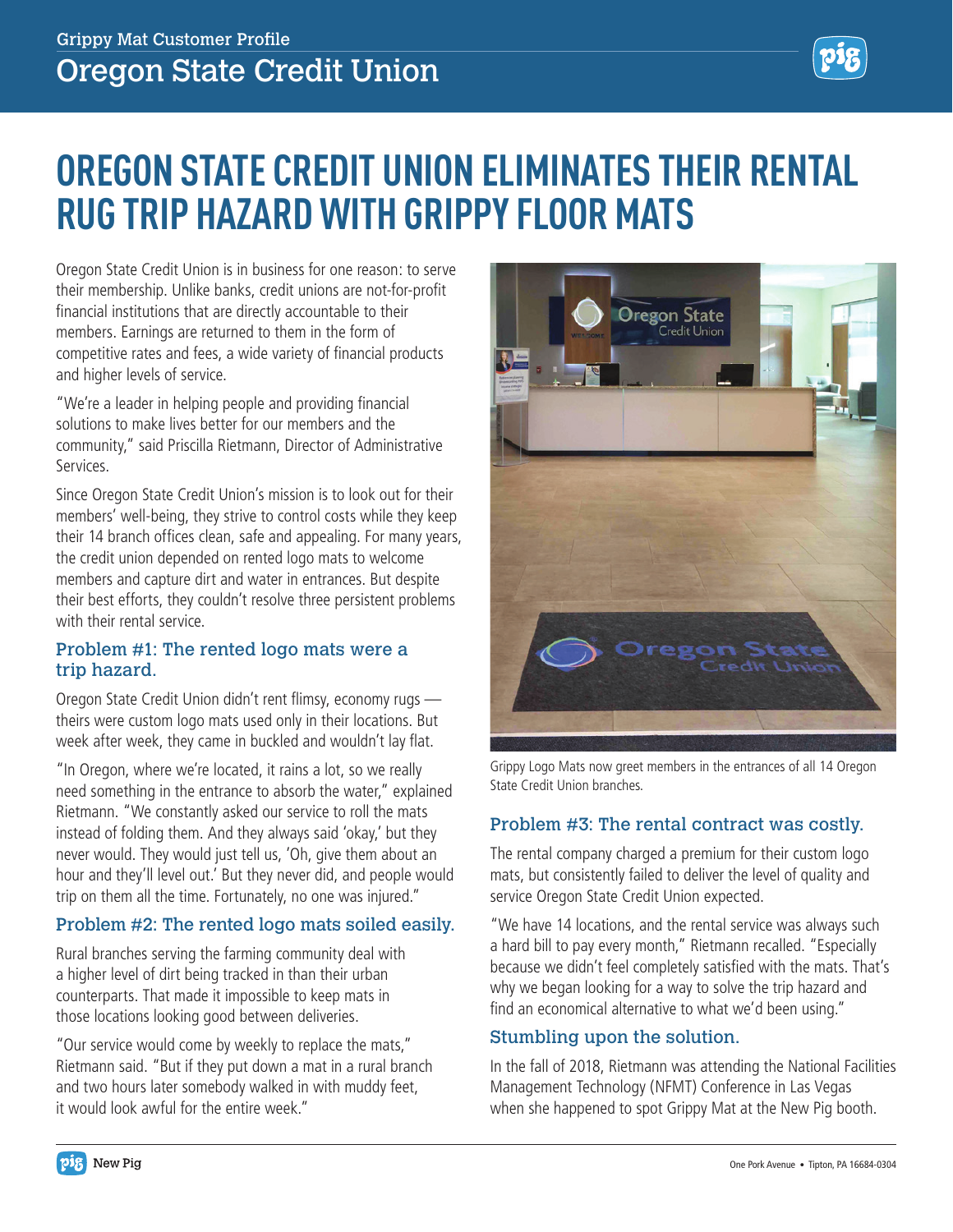Grippy Mat Customer Profile

# Oregon State Credit Union

## OREGON STATE CREDIT UNION ELIMINATES THEIR RENTAL RUG TRIP HAZARD WITH GRIPPY FLOOR MATS

Oregon State Credit Union is in business for one reason: to serve their membership. Unlike banks, credit unions are not-for-profit financial institutions that are directly accountable to their members. Earnings are returned to them in the form of competitive rates and fees, a wide variety of financial products and higher levels of service.

"We're a leader in helping people and providing financial solutions to make lives better for our members and the community," said Priscilla Rietmann, Director of Administrative Services.

Since Oregon State Credit Union's mission is to look out for their members' well-being, they strive to control costs while they keep their 14 branch offices clean, safe and appealing. For many years, the credit union depended on rented logo mats to welcome members and capture dirt and water in entrances. But despite their best efforts, they couldn't resolve three persistent problems with their rental service.

### Problem #1: The rented logo mats were a trip hazard.

Oregon State Credit Union didn't rent flimsy, economy rugs — theirs were custom logo mats used only in their locations. But week after week, they came in buckled and wouldn't lay flat.

"In Oregon, where we're located, it rains a lot, so we really need something in the entrance to absorb the water," explained Rietmann. "We constantly asked our service to roll the mats instead of folding them. And they always said 'okay,' but they never would. They would just tell us, 'Oh, give them about an hour and they'll level out.' But they never did, and people would trip on them all the time. Fortunately, no one was injured."

### Problem #2: The rented logo mats soiled easily.

Rural branches serving the farming community deal with a higher level of dirt being tracked in than their urban counterparts. That made it impossible to keep mats in those locations looking good between deliveries.

"Our service would come by weekly to replace the mats," Rietmann said. "But if they put down a mat in a rural branch and two hours later somebody walked in with muddy feet, it would look awful for the entire week."

Grippy Logo Mats now greet members in the entrances of all 14 Oregon State Credit Union branches.

### Problem #3: The rental contract was costly.

The rental company charged a premium for their custom logo mats, but consistently failed to deliver the level of quality and service Oregon State Credit Union expected.

"We have 14 locations, and the rental service was always such a hard bill to pay every month," Rietmann recalled. "Especially because we didn't feel completely satisfied with the mats. That's why we began looking for a way to solve the trip hazard and find an economical alternative to what we'd been using."

### Stumbling upon the solution.

In the fall of 2018, Rietmann was attending the National Facilities Management Technology (NFMT) Conference in Las Vegas when she happened to spot Grippy Mat at the New Pig booth.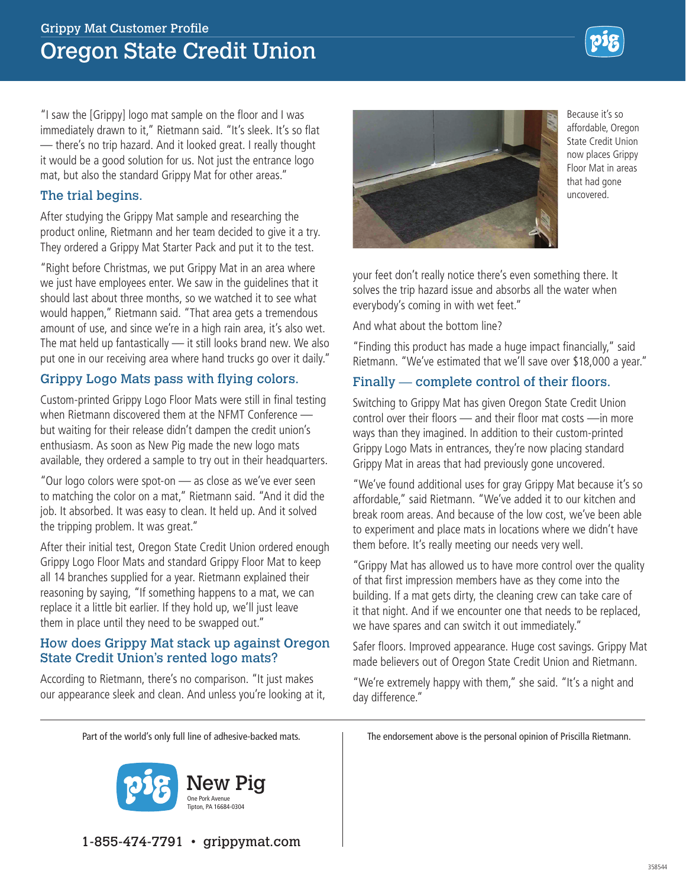# Grippy Mat Customer Profile

# Oregon State Credit Union

"I saw the [Grippy] logo mat sample on the floor and I was immediately drawn to it," Rietmann said. "It's sleek. It's so flat — there's no trip hazard. And it looked great. I really thought it would be a good solution for us. Not just the entrance logo mat, but also the standard Grippy Mat for other areas."

## The trial begins.

After studying the Grippy Mat sample and researching the product online, Rietmann and her team decided to give it a try. They ordered a Grippy Mat Starter Pack and put it to the test.

"Right before Christmas, we put Grippy Mat in an area where we just have employees enter. We saw in the guidelines that it should last about three months, so we watched it to see what would happen," Rietmann said. "That area gets a tremendous amount of use, and since we're in a high rain area, it's also wet. The mat held up fantastically — it still looks brand new. We also put one in our receiving area where hand trucks go over it daily."

## Grippy Logo Mats pass with flying colors.

Custom-printed Grippy Logo Floor Mats were still in final testing when Rietmann discovered them at the NFMT Conference — but waiting for their release didn't dampen the credit union's enthusiasm. As soon as New Pig made the new logo mats available, they ordered a sample to try out in their headquarters.

"Our logo colors were spot-on — as close as we've ever seen to matching the color on a mat," Rietmann said. "And it did the job. It absorbed. It was easy to clean. It held up. And it solved the tripping problem. It was great."

After their initial test, Oregon State Credit Union ordered enough Grippy Logo Floor Mats and standard Grippy Floor Mat to keep all 14 branches supplied for a year. Rietmann explained their reasoning by saying, "If something happens to a mat, we can replace it a little bit earlier. If they hold up, we'll just leave them in place until they need to be swapped out."

## How does Grippy Mat stack up against Oregon State Credit Union's rented logo mats?

According to Rietmann, there's no comparison. "It just makes our appearance sleek and clean. And unless you're looking at it, your feet don't really notice there's even something there. It solves the trip hazard issue and absorbs all the water when everybody's coming in with wet feet."

Because it's so affordable, Oregon State Credit Union now places Grippy Floor Mat in areas that had gone uncovered.

And what about the bottom line?

"Finding this product has made a huge impact financially," said Rietmann. "We've estimated that we'll save over $18,000 a year."

## Finally — complete control of their floors.

Switching to Grippy Mat has given Oregon State Credit Union control over their floors — and their floor mat costs —in more ways than they imagined. In addition to their custom-printed Grippy Logo Mats in entrances, they're now placing standard Grippy Mat in areas that had previously gone uncovered.

"We've found additional uses for gray Grippy Mat because it's so affordable," said Rietmann. "We've added it to our kitchen and break room areas. And because of the low cost, we've been able to experiment and place mats in locations where we didn't have them before. It's really meeting our needs very well.

"Grippy Mat has allowed us to have more control over the quality of that first impression members have as they come into the building. If a mat gets dirty, the cleaning crew can take care of it that night. And if we encounter one that needs to be replaced, we have spares and can switch it out immediately."

Safer floors. Improved appearance. Huge cost savings. Grippy Mat made believers out of Oregon State Credit Union and Rietmann.

"We're extremely happy with them," she said. "It's a night and day difference."

Part of the world's only full line of adhesive-backed mats.

The endorsement above is the personal opinion of Priscilla Rietmann.

New Pig
One Pork Avenue
Tipton, PA 16684-0304

1-855-474-7791 • grippymat.com

358544